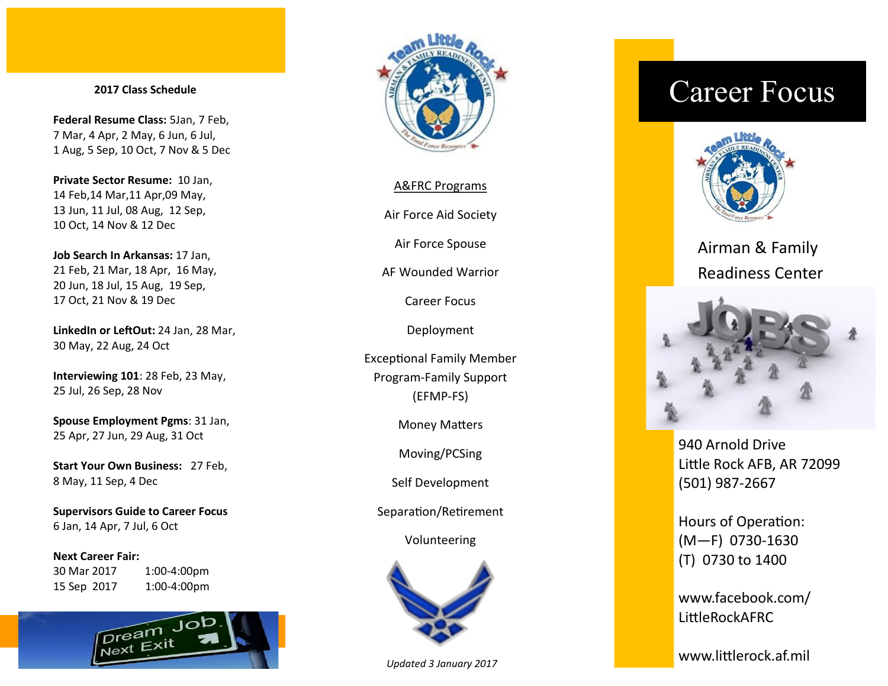**2017 Class Schedule**

**Federal Resume Class:** 5Jan, 7 Feb, 7 Mar, 4 Apr, 2 May, 6 Jun, 6 Jul, 1 Aug, 5 Sep, 10 Oct, 7 Nov & 5 Dec

**Private Sector Resume:** 10 Jan, 14 Feb,14 Mar,11 Apr,09 May, 13 Jun, 11 Jul, 08 Aug, 12 Sep, 10 Oct, 14 Nov & 12 Dec

**Job Search In Arkansas:** 17 Jan, 21 Feb, 21 Mar, 18 Apr, 16 May, 20 Jun, 18 Jul, 15 Aug, 19 Sep, 17 Oct, 21 Nov & 19 Dec

**LinkedIn or LeftOut:** 24 Jan, 28 Mar, 30 May, 22 Aug, 24 Oct

**Interviewing 101**: 28 Feb, 23 May, 25 Jul, 26 Sep, 28 Nov

**Spouse Employment Pgms**: 31 Jan, 25 Apr, 27 Jun, 29 Aug, 31 Oct

**Start Your Own Business:** 27 Feb, 8 May, 11 Sep, 4 Dec

**Supervisors Guide to Career Focus**
6 Jan, 14 Apr, 7 Jul, 6 Oct

**Next Career Fair:**
30 Mar 2017 1:00-4:00pm
15 Sep 2017 1:00-4:00pm

A&FRC Programs

Air Force Aid Society

Air Force Spouse

AF Wounded Warrior

Career Focus

Deployment

Exceptional Family Member Program-Family Support (EFMP-FS)

Money Matters

Moving/PCSing

Self Development

Separation/Retirement

Volunteering

*Updated 3 January 2017*

# Career Focus

Airman & Family Readiness Center

940 Arnold Drive
Little Rock AFB, AR 72099
(501) 987-2667

Hours of Operation:
(M—F) 0730-1630
(T) 0730 to 1400

www.facebook.com/LittleRockAFRC

www.littlerock.af.mil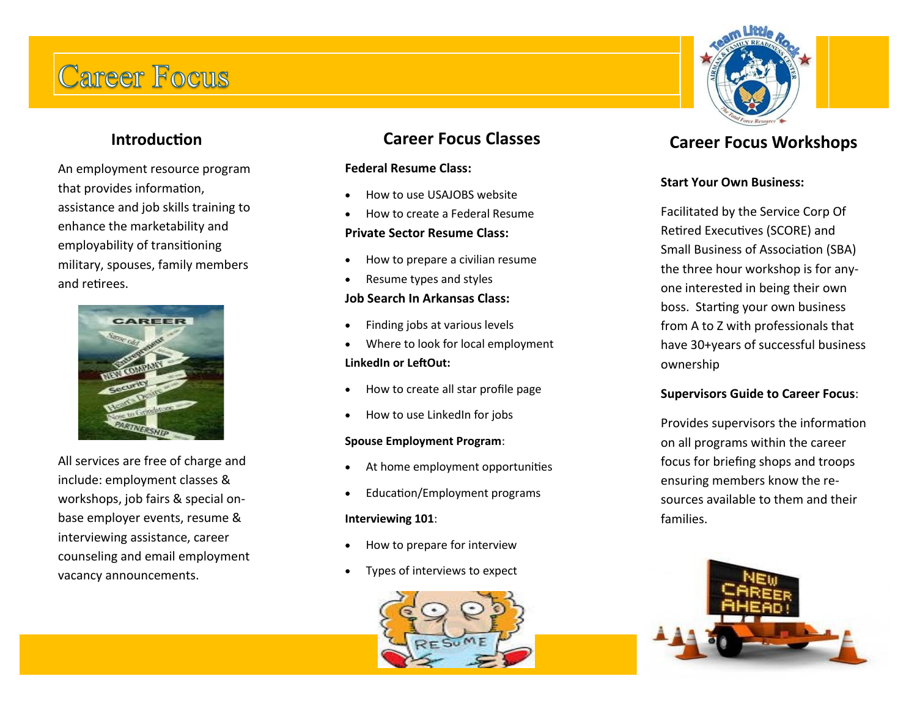# Career Focus

## Introduction

An employment resource program that provides information, assistance and job skills training to enhance the marketability and employability of transitioning military, spouses, family members and retirees.

All services are free of charge and include: employment classes & workshops, job fairs & special on-base employer events, resume & interviewing assistance, career counseling and email employment vacancy announcements.

## Career Focus Classes

**Federal Resume Class:**

- How to use USAJOBS website
- How to create a Federal Resume

**Private Sector Resume Class:**

- How to prepare a civilian resume
- Resume types and styles

**Job Search In Arkansas Class:**

- Finding jobs at various levels
- Where to look for local employment

**LinkedIn or LeftOut:**

- How to create all star profile page
- How to use LinkedIn for jobs

**Spouse Employment Program**:

- At home employment opportunities
- Education/Employment programs

**Interviewing 101**:

- How to prepare for interview
- Types of interviews to expect

## Career Focus Workshops

**Start Your Own Business:**

Facilitated by the Service Corp Of Retired Executives (SCORE) and Small Business of Association (SBA) the three hour workshop is for anyone interested in being their own boss. Starting your own business from A to Z with professionals that have 30+years of successful business ownership

**Supervisors Guide to Career Focus**:

Provides supervisors the information on all programs within the career focus for briefing shops and troops ensuring members know the resources available to them and their families.